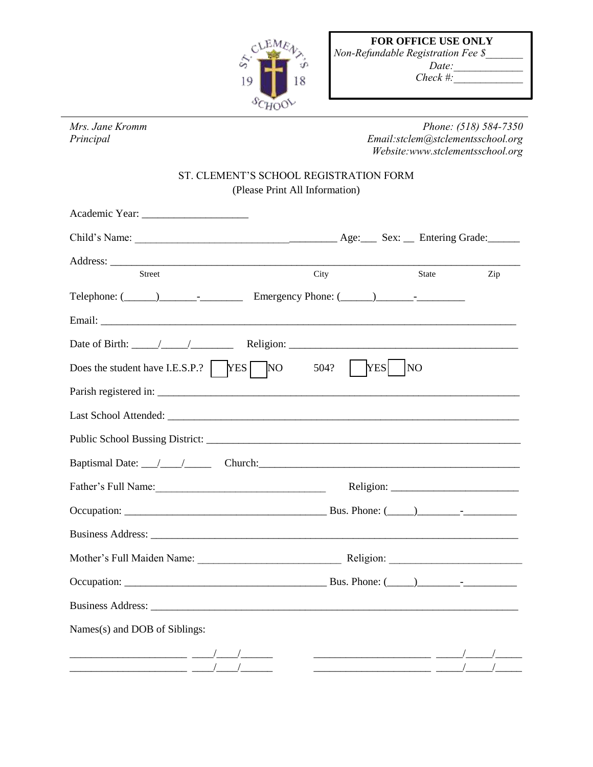**FOR OFFICE USE ONLY**
*Non-Refundable Registration Fee $\_\_\_\_\_\_*
*Date:\_\_\_\_\_\_\_\_\_\_\_\_*
*Check #:\_\_\_\_\_\_\_\_\_\_\_\_*

*Mrs. Jane Kromm*
*Principal*

*Phone: (518) 584-7350*
*Email:stclem@stclementsschool.org*
*Website:www.stclementsschool.org*

# ST. CLEMENT'S SCHOOL REGISTRATION FORM

(Please Print All Information)

Academic Year: ____________________

Child's Name: _____________________________________ Age:___ Sex: __ Entering Grade:______

Address: ____________________________________________________________________________
Street City State Zip

Telephone: (______)_______-________ Emergency Phone: (______)_______-_________

Email: ______________________________________________________________________________

Date of Birth: _____/_____/________ Religion: __________________________________________

Does the student have I.E.S.P.? ☐ YES ☐ NO 504? ☐ YES ☐ NO

Parish registered in: __________________________________________________________________

Last School Attended: _________________________________________________________________

Public School Bussing District: __________________________________________________________

Baptismal Date: ___/____/_____ Church:__________________________________________________

Father's Full Name:_______________________________ Religion: _______________________

Occupation: ____________________________________ Bus. Phone: (_____)________-__________

Business Address: _____________________________________________________________________

Mother's Full Maiden Name: __________________________ Religion: _______________________

Occupation: ____________________________________ Bus. Phone: (_____)________-__________

Business Address: _____________________________________________________________________

Names(s) and DOB of Siblings:

______________________ ____/____/______ ______________________ _____/_____/_____
______________________ ____/____/______ ______________________ _____/_____/_____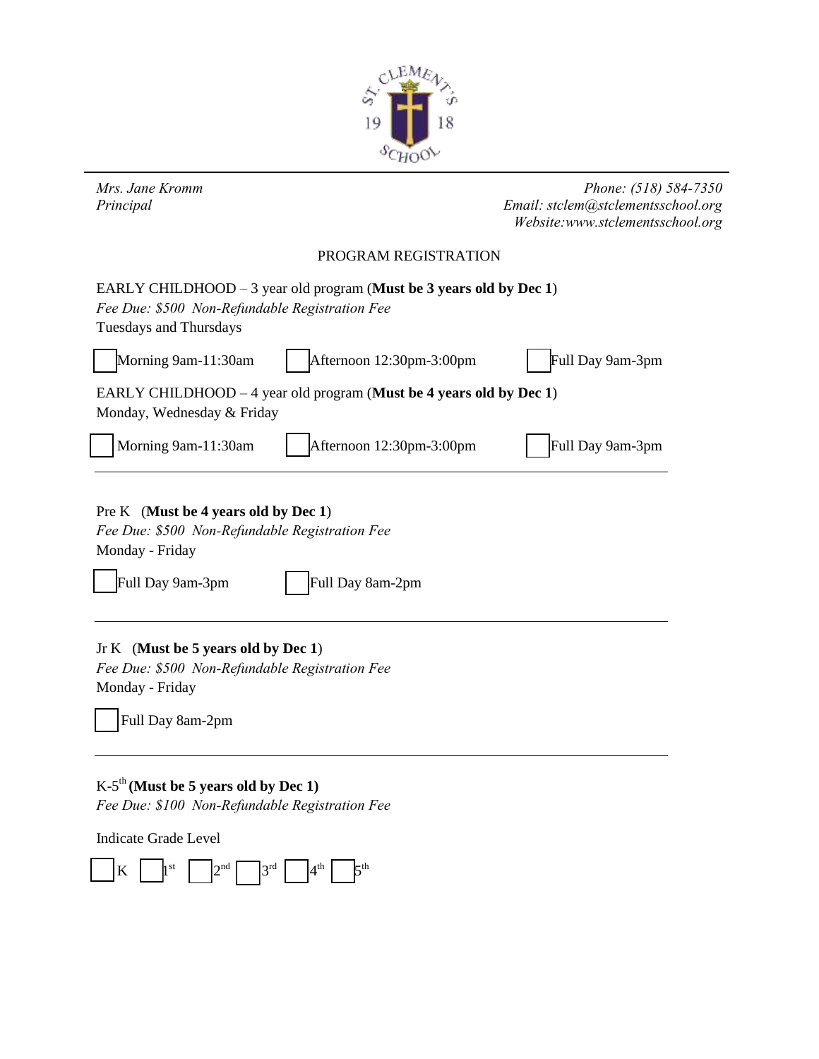Mrs. Jane Kromm
Principal

Phone: (518) 584-7350
Email: stclem@stclementsschool.org
Website:www.stclementsschool.org

## PROGRAM REGISTRATION

EARLY CHILDHOOD – 3 year old program (**Must be 3 years old by Dec 1**)
*Fee Due: $500 Non-Refundable Registration Fee*
Tuesdays and Thursdays

☐ Morning 9am-11:30am ☐ Afternoon 12:30pm-3:00pm ☐ Full Day 9am-3pm

EARLY CHILDHOOD – 4 year old program (**Must be 4 years old by Dec 1**)
Monday, Wednesday & Friday

☐ Morning 9am-11:30am ☐ Afternoon 12:30pm-3:00pm ☐ Full Day 9am-3pm

---

Pre K (**Must be 4 years old by Dec 1**)
*Fee Due: $500 Non-Refundable Registration Fee*
Monday - Friday

☐ Full Day 9am-3pm ☐ Full Day 8am-2pm

---

Jr K (**Must be 5 years old by Dec 1**)
*Fee Due: $500 Non-Refundable Registration Fee*
Monday - Friday

☐ Full Day 8am-2pm

---

K-5th **(Must be 5 years old by Dec 1)**
*Fee Due: $100 Non-Refundable Registration Fee*

Indicate Grade Level

☐ K ☐ 1st ☐ 2nd ☐ 3rd ☐ 4th ☐ 5th